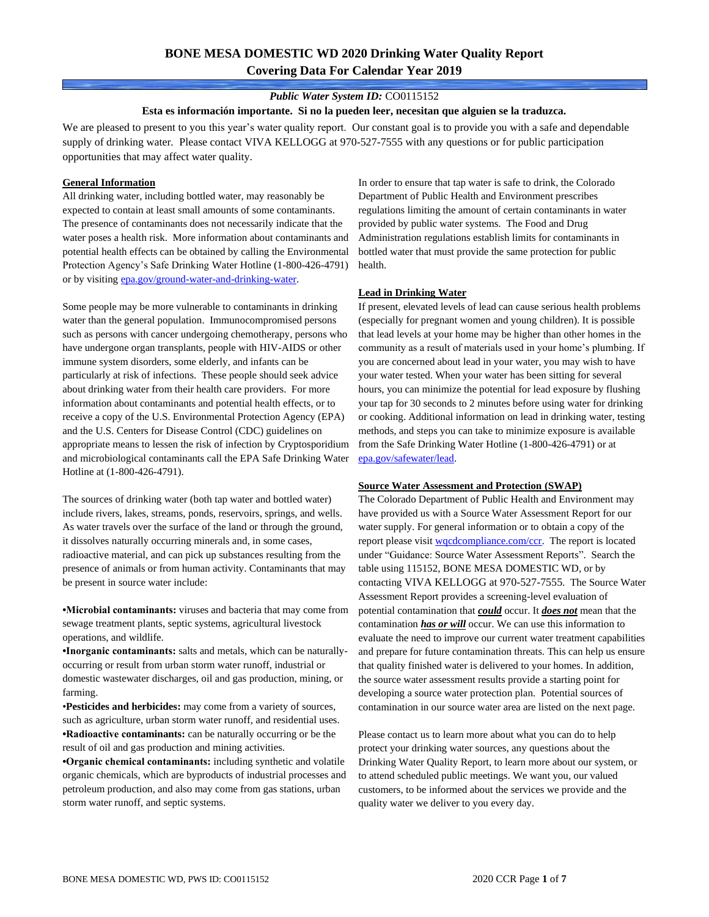# BONE MESA DOMESTIC WD 2020 Drinking Water Quality Report
## Covering Data For Calendar Year 2019

***Public Water System ID:*** CO0115152

**Esta es información importante. Si no la pueden leer, necesitan que alguien se la traduzca.**

We are pleased to present to you this year's water quality report. Our constant goal is to provide you with a safe and dependable supply of drinking water. Please contact VIVA KELLOGG at 970-527-7555 with any questions or for public participation opportunities that may affect water quality.

### General Information

All drinking water, including bottled water, may reasonably be expected to contain at least small amounts of some contaminants. The presence of contaminants does not necessarily indicate that the water poses a health risk. More information about contaminants and potential health effects can be obtained by calling the Environmental Protection Agency's Safe Drinking Water Hotline (1-800-426-4791) or by visiting epa.gov/ground-water-and-drinking-water.

Some people may be more vulnerable to contaminants in drinking water than the general population. Immunocompromised persons such as persons with cancer undergoing chemotherapy, persons who have undergone organ transplants, people with HIV-AIDS or other immune system disorders, some elderly, and infants can be particularly at risk of infections. These people should seek advice about drinking water from their health care providers. For more information about contaminants and potential health effects, or to receive a copy of the U.S. Environmental Protection Agency (EPA) and the U.S. Centers for Disease Control (CDC) guidelines on appropriate means to lessen the risk of infection by Cryptosporidium and microbiological contaminants call the EPA Safe Drinking Water Hotline at (1-800-426-4791).

The sources of drinking water (both tap water and bottled water) include rivers, lakes, streams, ponds, reservoirs, springs, and wells. As water travels over the surface of the land or through the ground, it dissolves naturally occurring minerals and, in some cases, radioactive material, and can pick up substances resulting from the presence of animals or from human activity. Contaminants that may be present in source water include:

- **Microbial contaminants:** viruses and bacteria that may come from sewage treatment plants, septic systems, agricultural livestock operations, and wildlife.
- **Inorganic contaminants:** salts and metals, which can be naturally-occurring or result from urban storm water runoff, industrial or domestic wastewater discharges, oil and gas production, mining, or farming.
- **Pesticides and herbicides:** may come from a variety of sources, such as agriculture, urban storm water runoff, and residential uses.
- **Radioactive contaminants:** can be naturally occurring or be the result of oil and gas production and mining activities.
- **Organic chemical contaminants:** including synthetic and volatile organic chemicals, which are byproducts of industrial processes and petroleum production, and also may come from gas stations, urban storm water runoff, and septic systems.

In order to ensure that tap water is safe to drink, the Colorado Department of Public Health and Environment prescribes regulations limiting the amount of certain contaminants in water provided by public water systems. The Food and Drug Administration regulations establish limits for contaminants in bottled water that must provide the same protection for public health.

### Lead in Drinking Water

If present, elevated levels of lead can cause serious health problems (especially for pregnant women and young children). It is possible that lead levels at your home may be higher than other homes in the community as a result of materials used in your home's plumbing. If you are concerned about lead in your water, you may wish to have your water tested. When your water has been sitting for several hours, you can minimize the potential for lead exposure by flushing your tap for 30 seconds to 2 minutes before using water for drinking or cooking. Additional information on lead in drinking water, testing methods, and steps you can take to minimize exposure is available from the Safe Drinking Water Hotline (1-800-426-4791) or at epa.gov/safewater/lead.

### Source Water Assessment and Protection (SWAP)

The Colorado Department of Public Health and Environment may have provided us with a Source Water Assessment Report for our water supply. For general information or to obtain a copy of the report please visit wqcdcompliance.com/ccr. The report is located under "Guidance: Source Water Assessment Reports". Search the table using 115152, BONE MESA DOMESTIC WD, or by contacting VIVA KELLOGG at 970-527-7555. The Source Water Assessment Report provides a screening-level evaluation of potential contamination that ***could*** occur. It ***does not*** mean that the contamination ***has or will*** occur. We can use this information to evaluate the need to improve our current water treatment capabilities and prepare for future contamination threats. This can help us ensure that quality finished water is delivered to your homes. In addition, the source water assessment results provide a starting point for developing a source water protection plan. Potential sources of contamination in our source water area are listed on the next page.

Please contact us to learn more about what you can do to help protect your drinking water sources, any questions about the Drinking Water Quality Report, to learn more about our system, or to attend scheduled public meetings. We want you, our valued customers, to be informed about the services we provide and the quality water we deliver to you every day.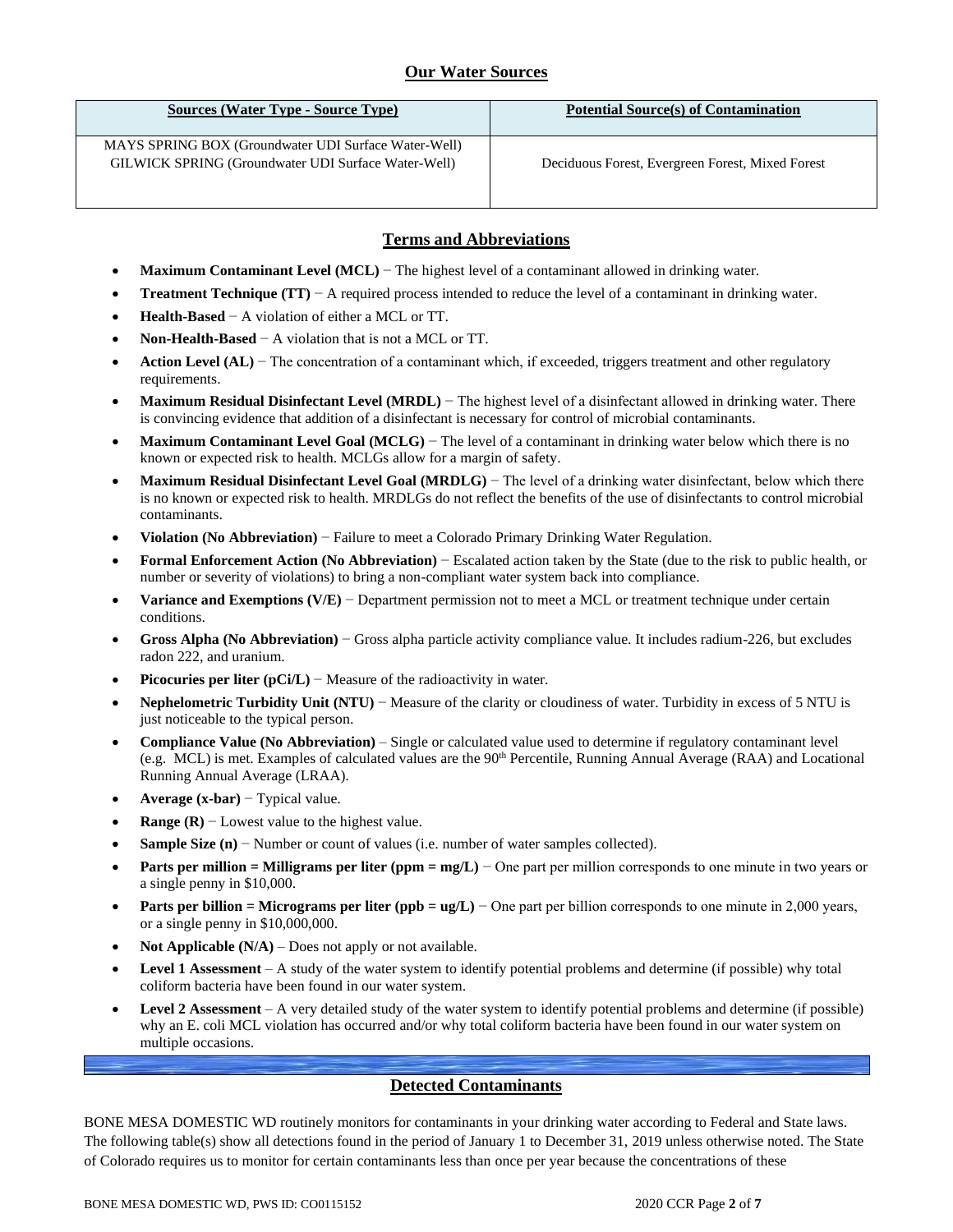## Our Water Sources

| Sources (Water Type - Source Type) | Potential Source(s) of Contamination |
| --- | --- |
| MAYS SPRING BOX (Groundwater UDI Surface Water-Well)<br>GILWICK SPRING (Groundwater UDI Surface Water-Well) | Deciduous Forest, Evergreen Forest, Mixed Forest |

## Terms and Abbreviations

- **Maximum Contaminant Level (MCL)** − The highest level of a contaminant allowed in drinking water.
- **Treatment Technique (TT)** − A required process intended to reduce the level of a contaminant in drinking water.
- **Health-Based** − A violation of either a MCL or TT.
- **Non-Health-Based** − A violation that is not a MCL or TT.
- **Action Level (AL)** − The concentration of a contaminant which, if exceeded, triggers treatment and other regulatory requirements.
- **Maximum Residual Disinfectant Level (MRDL)** − The highest level of a disinfectant allowed in drinking water. There is convincing evidence that addition of a disinfectant is necessary for control of microbial contaminants.
- **Maximum Contaminant Level Goal (MCLG)** − The level of a contaminant in drinking water below which there is no known or expected risk to health. MCLGs allow for a margin of safety.
- **Maximum Residual Disinfectant Level Goal (MRDLG)** − The level of a drinking water disinfectant, below which there is no known or expected risk to health. MRDLGs do not reflect the benefits of the use of disinfectants to control microbial contaminants.
- **Violation (No Abbreviation)** − Failure to meet a Colorado Primary Drinking Water Regulation.
- **Formal Enforcement Action (No Abbreviation)** − Escalated action taken by the State (due to the risk to public health, or number or severity of violations) to bring a non-compliant water system back into compliance.
- **Variance and Exemptions (V/E)** − Department permission not to meet a MCL or treatment technique under certain conditions.
- **Gross Alpha (No Abbreviation)** − Gross alpha particle activity compliance value. It includes radium-226, but excludes radon 222, and uranium.
- **Picocuries per liter (pCi/L)** − Measure of the radioactivity in water.
- **Nephelometric Turbidity Unit (NTU)** − Measure of the clarity or cloudiness of water. Turbidity in excess of 5 NTU is just noticeable to the typical person.
- **Compliance Value (No Abbreviation)** – Single or calculated value used to determine if regulatory contaminant level (e.g. MCL) is met. Examples of calculated values are the 90th Percentile, Running Annual Average (RAA) and Locational Running Annual Average (LRAA).
- **Average (x-bar)** − Typical value.
- **Range (R)** − Lowest value to the highest value.
- **Sample Size (n)** − Number or count of values (i.e. number of water samples collected).
- **Parts per million = Milligrams per liter (ppm = mg/L)** − One part per million corresponds to one minute in two years or a single penny in $10,000.
- **Parts per billion = Micrograms per liter (ppb = ug/L)** − One part per billion corresponds to one minute in 2,000 years, or a single penny in $10,000,000.
- **Not Applicable (N/A)** – Does not apply or not available.
- **Level 1 Assessment** – A study of the water system to identify potential problems and determine (if possible) why total coliform bacteria have been found in our water system.
- **Level 2 Assessment** – A very detailed study of the water system to identify potential problems and determine (if possible) why an E. coli MCL violation has occurred and/or why total coliform bacteria have been found in our water system on multiple occasions.

## Detected Contaminants

BONE MESA DOMESTIC WD routinely monitors for contaminants in your drinking water according to Federal and State laws. The following table(s) show all detections found in the period of January 1 to December 31, 2019 unless otherwise noted. The State of Colorado requires us to monitor for certain contaminants less than once per year because the concentrations of these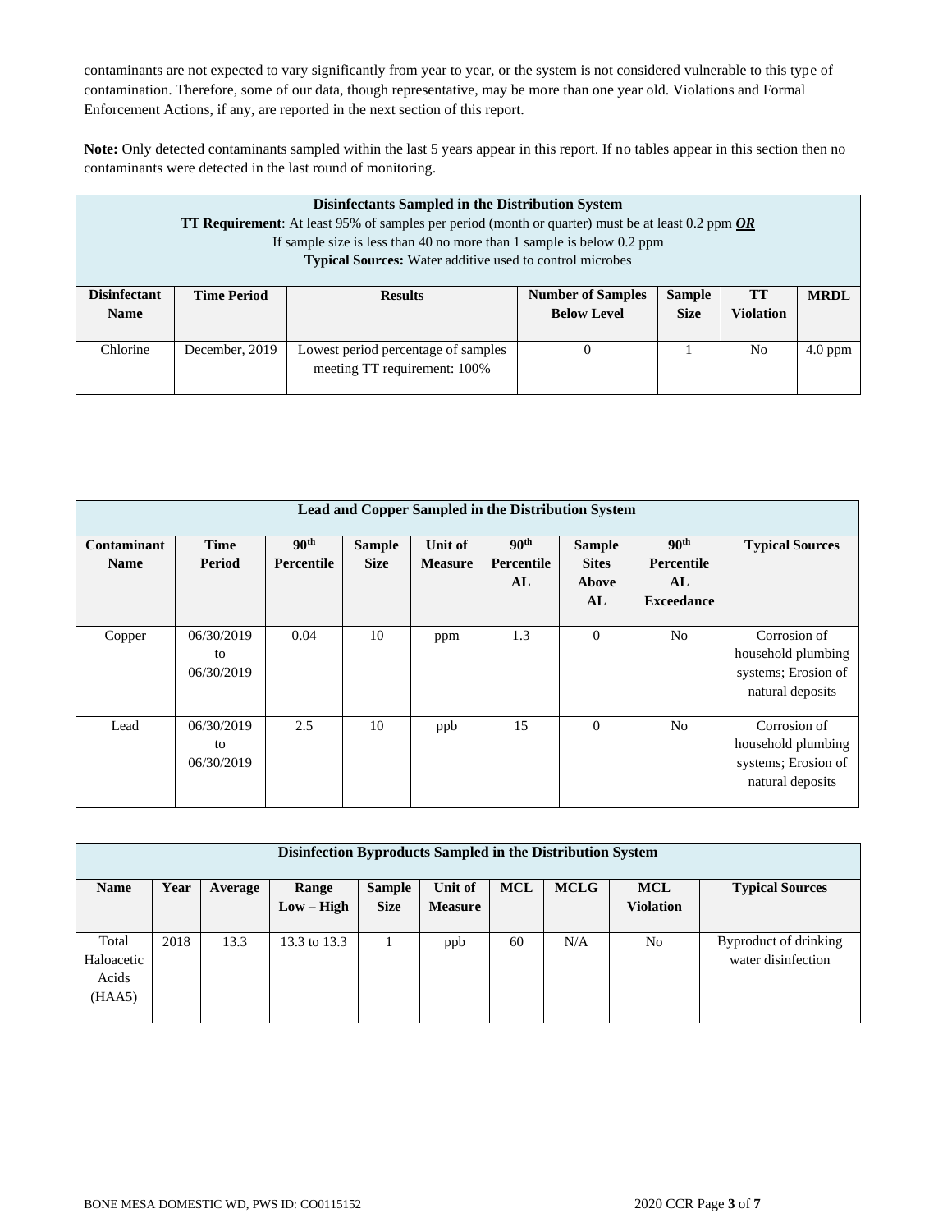contaminants are not expected to vary significantly from year to year, or the system is not considered vulnerable to this type of contamination. Therefore, some of our data, though representative, may be more than one year old. Violations and Formal Enforcement Actions, if any, are reported in the next section of this report.

**Note:** Only detected contaminants sampled within the last 5 years appear in this report. If no tables appear in this section then no contaminants were detected in the last round of monitoring.

**Disinfectants Sampled in the Distribution System**

**TT Requirement**: At least 95% of samples per period (month or quarter) must be at least 0.2 ppm ***OR***
If sample size is less than 40 no more than 1 sample is below 0.2 ppm
**Typical Sources:** Water additive used to control microbes

| Disinfectant Name | Time Period | Results | Number of Samples Below Level | Sample Size | TT Violation | MRDL |
|---|---|---|---|---|---|---|
| Chlorine | December, 2019 | Lowest period percentage of samples meeting TT requirement: 100% | 0 | 1 | No | 4.0 ppm |

**Lead and Copper Sampled in the Distribution System**

| Contaminant Name | Time Period | 90th Percentile | Sample Size | Unit of Measure | 90th Percentile AL | Sample Sites Above AL | 90th Percentile AL Exceedance | Typical Sources |
|---|---|---|---|---|---|---|---|---|
| Copper | 06/30/2019 to 06/30/2019 | 0.04 | 10 | ppm | 1.3 | 0 | No | Corrosion of household plumbing systems; Erosion of natural deposits |
| Lead | 06/30/2019 to 06/30/2019 | 2.5 | 10 | ppb | 15 | 0 | No | Corrosion of household plumbing systems; Erosion of natural deposits |

**Disinfection Byproducts Sampled in the Distribution System**

| Name | Year | Average | Range Low – High | Sample Size | Unit of Measure | MCL | MCLG | MCL Violation | Typical Sources |
|---|---|---|---|---|---|---|---|---|---|
| Total Haloacetic Acids (HAA5) | 2018 | 13.3 | 13.3 to 13.3 | 1 | ppb | 60 | N/A | No | Byproduct of drinking water disinfection |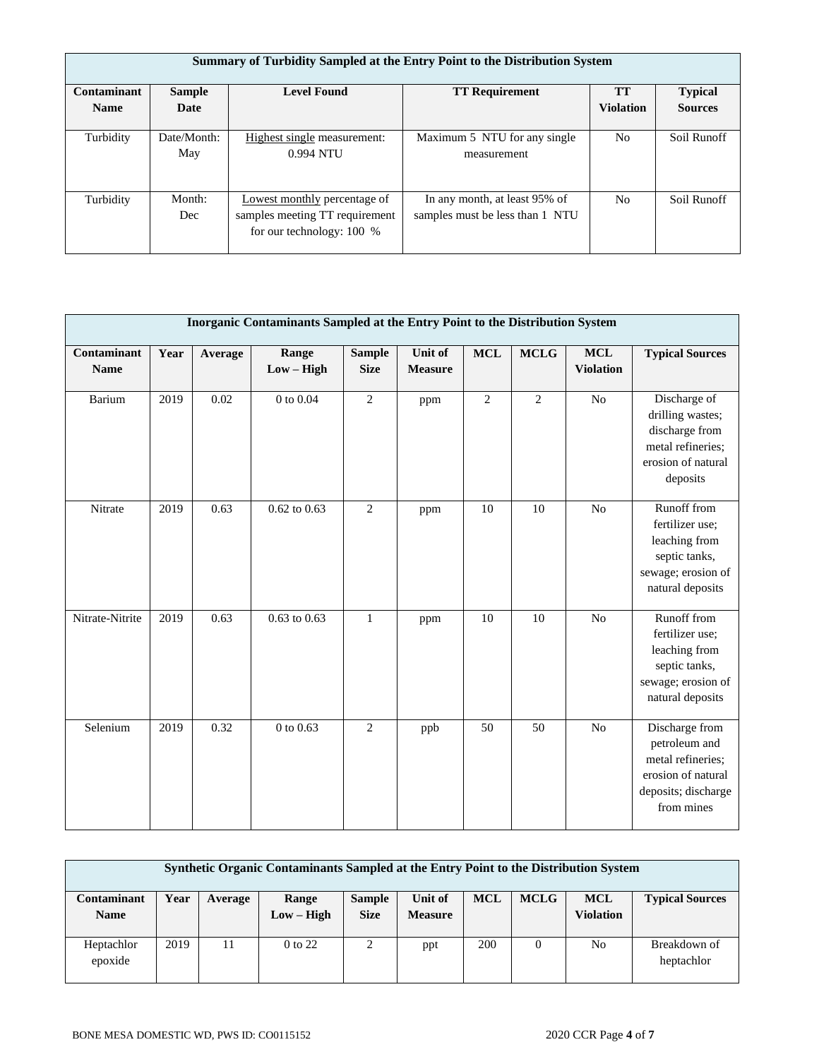| Summary of Turbidity Sampled at the Entry Point to the Distribution System | | | | | |
|---|---|---|---|---|---|
| **Contaminant Name** | **Sample Date** | **Level Found** | **TT Requirement** | **TT Violation** | **Typical Sources** |
| Turbidity | Date/Month: May | Highest single measurement: 0.994 NTU | Maximum 5 NTU for any single measurement | No | Soil Runoff |
| Turbidity | Month: Dec | Lowest monthly percentage of samples meeting TT requirement for our technology: 100 % | In any month, at least 95% of samples must be less than 1 NTU | No | Soil Runoff |

| Inorganic Contaminants Sampled at the Entry Point to the Distribution System | | | | | | | | | |
|---|---|---|---|---|---|---|---|---|---|
| **Contaminant Name** | **Year** | **Average** | **Range Low – High** | **Sample Size** | **Unit of Measure** | **MCL** | **MCLG** | **MCL Violation** | **Typical Sources** |
| Barium | 2019 | 0.02 | 0 to 0.04 | 2 | ppm | 2 | 2 | No | Discharge of drilling wastes; discharge from metal refineries; erosion of natural deposits |
| Nitrate | 2019 | 0.63 | 0.62 to 0.63 | 2 | ppm | 10 | 10 | No | Runoff from fertilizer use; leaching from septic tanks, sewage; erosion of natural deposits |
| Nitrate-Nitrite | 2019 | 0.63 | 0.63 to 0.63 | 1 | ppm | 10 | 10 | No | Runoff from fertilizer use; leaching from septic tanks, sewage; erosion of natural deposits |
| Selenium | 2019 | 0.32 | 0 to 0.63 | 2 | ppb | 50 | 50 | No | Discharge from petroleum and metal refineries; erosion of natural deposits; discharge from mines |

| Synthetic Organic Contaminants Sampled at the Entry Point to the Distribution System | | | | | | | | | |
|---|---|---|---|---|---|---|---|---|---|
| **Contaminant Name** | **Year** | **Average** | **Range Low – High** | **Sample Size** | **Unit of Measure** | **MCL** | **MCLG** | **MCL Violation** | **Typical Sources** |
| Heptachlor epoxide | 2019 | 11 | 0 to 22 | 2 | ppt | 200 | 0 | No | Breakdown of heptachlor |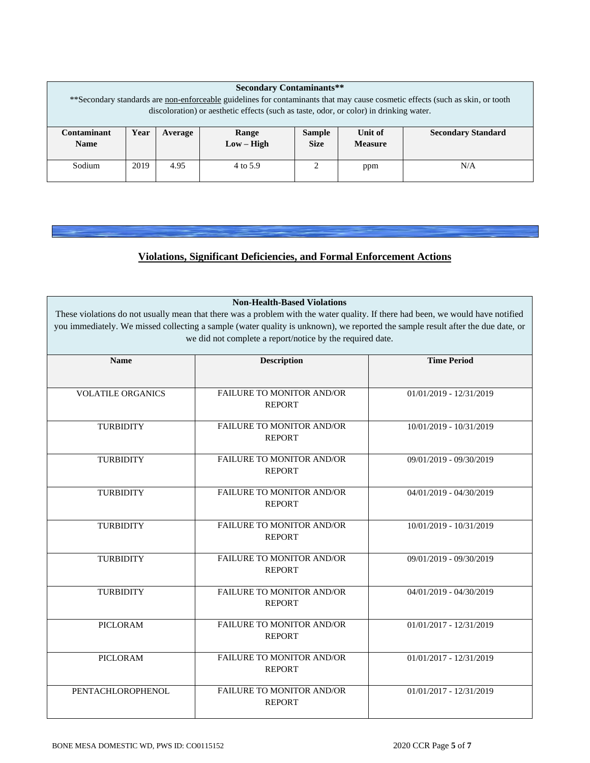| Secondary Contaminants** | | | | | | |
|---|---|---|---|---|---|---|
| **Secondary standards are non-enforceable guidelines for contaminants that may cause cosmetic effects (such as skin, or tooth discoloration) or aesthetic effects (such as taste, odor, or color) in drinking water. | | | | | | |
| **Contaminant Name** | **Year** | **Average** | **Range Low – High** | **Sample Size** | **Unit of Measure** | **Secondary Standard** |
| Sodium | 2019 | 4.95 | 4 to 5.9 | 2 | ppm | N/A |

## Violations, Significant Deficiencies, and Formal Enforcement Actions

| Non-Health-Based Violations | | |
|---|---|---|
| These violations do not usually mean that there was a problem with the water quality. If there had been, we would have notified you immediately. We missed collecting a sample (water quality is unknown), we reported the sample result after the due date, or we did not complete a report/notice by the required date. | | |
| **Name** | **Description** | **Time Period** |
| VOLATILE ORGANICS | FAILURE TO MONITOR AND/OR REPORT | 01/01/2019 - 12/31/2019 |
| TURBIDITY | FAILURE TO MONITOR AND/OR REPORT | 10/01/2019 - 10/31/2019 |
| TURBIDITY | FAILURE TO MONITOR AND/OR REPORT | 09/01/2019 - 09/30/2019 |
| TURBIDITY | FAILURE TO MONITOR AND/OR REPORT | 04/01/2019 - 04/30/2019 |
| TURBIDITY | FAILURE TO MONITOR AND/OR REPORT | 10/01/2019 - 10/31/2019 |
| TURBIDITY | FAILURE TO MONITOR AND/OR REPORT | 09/01/2019 - 09/30/2019 |
| TURBIDITY | FAILURE TO MONITOR AND/OR REPORT | 04/01/2019 - 04/30/2019 |
| PICLORAM | FAILURE TO MONITOR AND/OR REPORT | 01/01/2017 - 12/31/2019 |
| PICLORAM | FAILURE TO MONITOR AND/OR REPORT | 01/01/2017 - 12/31/2019 |
| PENTACHLOROPHENOL | FAILURE TO MONITOR AND/OR REPORT | 01/01/2017 - 12/31/2019 |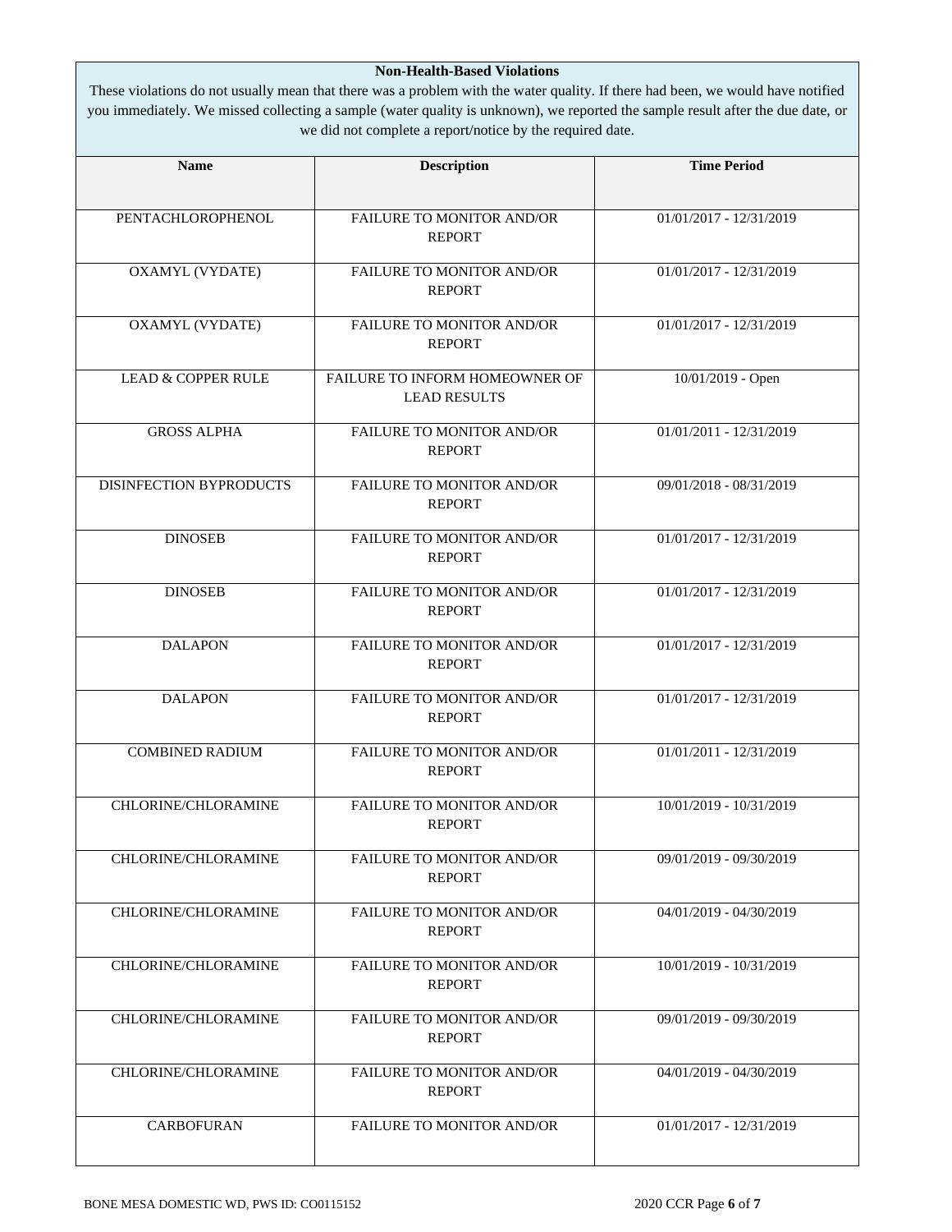**Non-Health-Based Violations**

These violations do not usually mean that there was a problem with the water quality. If there had been, we would have notified you immediately. We missed collecting a sample (water quality is unknown), we reported the sample result after the due date, or we did not complete a report/notice by the required date.

| Name | Description | Time Period |
| --- | --- | --- |
| PENTACHLOROPHENOL | FAILURE TO MONITOR AND/OR REPORT | 01/01/2017 - 12/31/2019 |
| OXAMYL (VYDATE) | FAILURE TO MONITOR AND/OR REPORT | 01/01/2017 - 12/31/2019 |
| OXAMYL (VYDATE) | FAILURE TO MONITOR AND/OR REPORT | 01/01/2017 - 12/31/2019 |
| LEAD & COPPER RULE | FAILURE TO INFORM HOMEOWNER OF LEAD RESULTS | 10/01/2019 - Open |
| GROSS ALPHA | FAILURE TO MONITOR AND/OR REPORT | 01/01/2011 - 12/31/2019 |
| DISINFECTION BYPRODUCTS | FAILURE TO MONITOR AND/OR REPORT | 09/01/2018 - 08/31/2019 |
| DINOSEB | FAILURE TO MONITOR AND/OR REPORT | 01/01/2017 - 12/31/2019 |
| DINOSEB | FAILURE TO MONITOR AND/OR REPORT | 01/01/2017 - 12/31/2019 |
| DALAPON | FAILURE TO MONITOR AND/OR REPORT | 01/01/2017 - 12/31/2019 |
| DALAPON | FAILURE TO MONITOR AND/OR REPORT | 01/01/2017 - 12/31/2019 |
| COMBINED RADIUM | FAILURE TO MONITOR AND/OR REPORT | 01/01/2011 - 12/31/2019 |
| CHLORINE/CHLORAMINE | FAILURE TO MONITOR AND/OR REPORT | 10/01/2019 - 10/31/2019 |
| CHLORINE/CHLORAMINE | FAILURE TO MONITOR AND/OR REPORT | 09/01/2019 - 09/30/2019 |
| CHLORINE/CHLORAMINE | FAILURE TO MONITOR AND/OR REPORT | 04/01/2019 - 04/30/2019 |
| CHLORINE/CHLORAMINE | FAILURE TO MONITOR AND/OR REPORT | 10/01/2019 - 10/31/2019 |
| CHLORINE/CHLORAMINE | FAILURE TO MONITOR AND/OR REPORT | 09/01/2019 - 09/30/2019 |
| CHLORINE/CHLORAMINE | FAILURE TO MONITOR AND/OR REPORT | 04/01/2019 - 04/30/2019 |
| CARBOFURAN | FAILURE TO MONITOR AND/OR | 01/01/2017 - 12/31/2019 |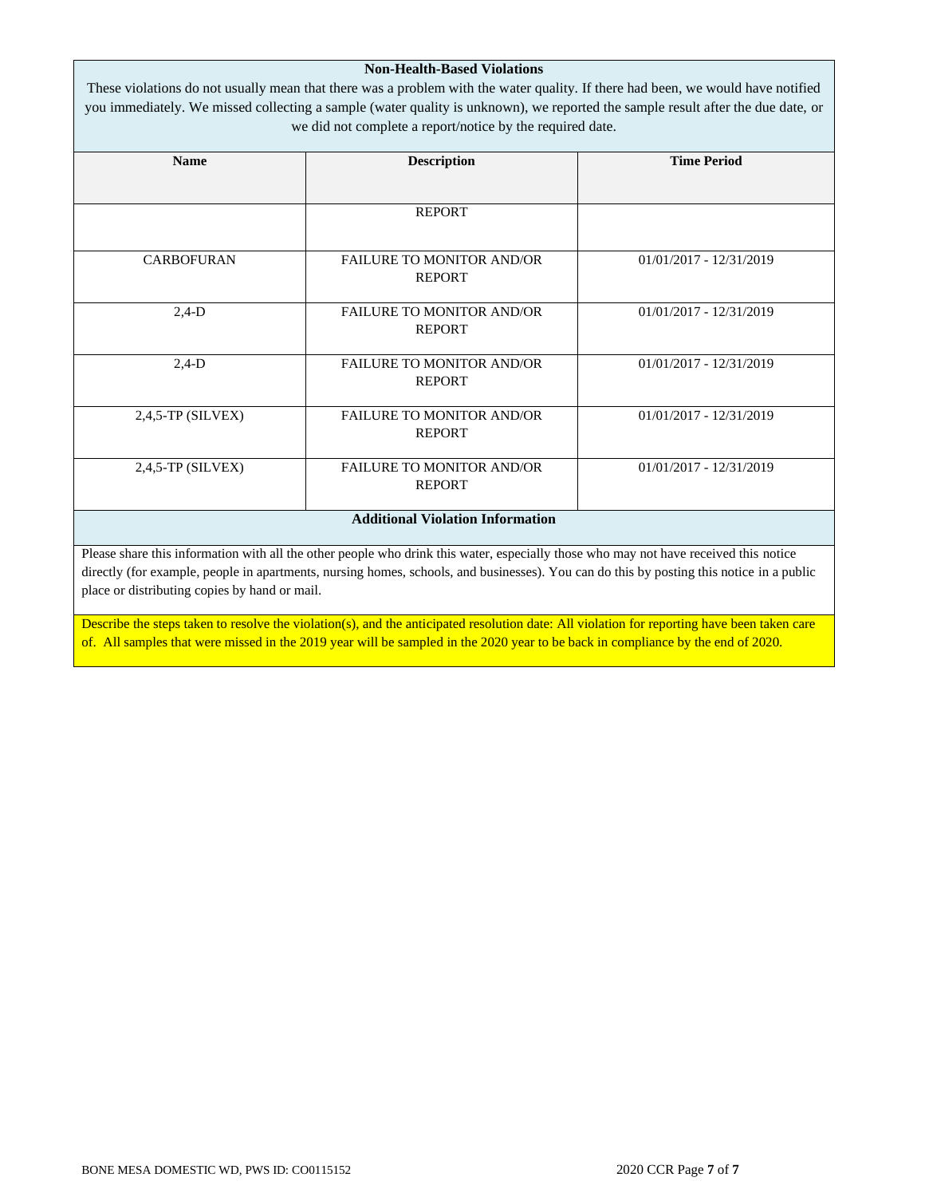**Non-Health-Based Violations**

These violations do not usually mean that there was a problem with the water quality. If there had been, we would have notified you immediately. We missed collecting a sample (water quality is unknown), we reported the sample result after the due date, or we did not complete a report/notice by the required date.

| Name | Description | Time Period |
|---|---|---|
| | REPORT | |
| CARBOFURAN | FAILURE TO MONITOR AND/OR REPORT | 01/01/2017 - 12/31/2019 |
| 2,4-D | FAILURE TO MONITOR AND/OR REPORT | 01/01/2017 - 12/31/2019 |
| 2,4-D | FAILURE TO MONITOR AND/OR REPORT | 01/01/2017 - 12/31/2019 |
| 2,4,5-TP (SILVEX) | FAILURE TO MONITOR AND/OR REPORT | 01/01/2017 - 12/31/2019 |
| 2,4,5-TP (SILVEX) | FAILURE TO MONITOR AND/OR REPORT | 01/01/2017 - 12/31/2019 |

**Additional Violation Information**

Please share this information with all the other people who drink this water, especially those who may not have received this notice directly (for example, people in apartments, nursing homes, schools, and businesses). You can do this by posting this notice in a public place or distributing copies by hand or mail.

Describe the steps taken to resolve the violation(s), and the anticipated resolution date: All violation for reporting have been taken care of. All samples that were missed in the 2019 year will be sampled in the 2020 year to be back in compliance by the end of 2020.